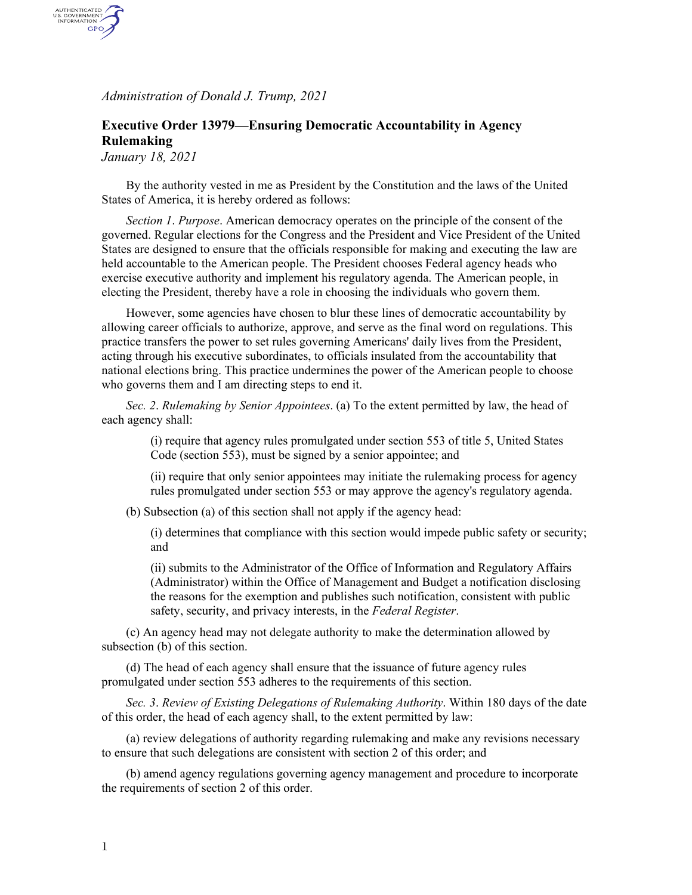*Administration of Donald J. Trump, 2021*

## Executive Order 13979—Ensuring Democratic Accountability in Agency Rulemaking

*January 18, 2021*

By the authority vested in me as President by the Constitution and the laws of the United States of America, it is hereby ordered as follows:

*Section 1*. *Purpose*. American democracy operates on the principle of the consent of the governed. Regular elections for the Congress and the President and Vice President of the United States are designed to ensure that the officials responsible for making and executing the law are held accountable to the American people. The President chooses Federal agency heads who exercise executive authority and implement his regulatory agenda. The American people, in electing the President, thereby have a role in choosing the individuals who govern them.

However, some agencies have chosen to blur these lines of democratic accountability by allowing career officials to authorize, approve, and serve as the final word on regulations. This practice transfers the power to set rules governing Americans' daily lives from the President, acting through his executive subordinates, to officials insulated from the accountability that national elections bring. This practice undermines the power of the American people to choose who governs them and I am directing steps to end it.

*Sec. 2*. *Rulemaking by Senior Appointees*. (a) To the extent permitted by law, the head of each agency shall:

(i) require that agency rules promulgated under section 553 of title 5, United States Code (section 553), must be signed by a senior appointee; and

(ii) require that only senior appointees may initiate the rulemaking process for agency rules promulgated under section 553 or may approve the agency's regulatory agenda.

(b) Subsection (a) of this section shall not apply if the agency head:

(i) determines that compliance with this section would impede public safety or security; and

(ii) submits to the Administrator of the Office of Information and Regulatory Affairs (Administrator) within the Office of Management and Budget a notification disclosing the reasons for the exemption and publishes such notification, consistent with public safety, security, and privacy interests, in the *Federal Register*.

(c) An agency head may not delegate authority to make the determination allowed by subsection (b) of this section.

(d) The head of each agency shall ensure that the issuance of future agency rules promulgated under section 553 adheres to the requirements of this section.

*Sec. 3*. *Review of Existing Delegations of Rulemaking Authority*. Within 180 days of the date of this order, the head of each agency shall, to the extent permitted by law:

(a) review delegations of authority regarding rulemaking and make any revisions necessary to ensure that such delegations are consistent with section 2 of this order; and

(b) amend agency regulations governing agency management and procedure to incorporate the requirements of section 2 of this order.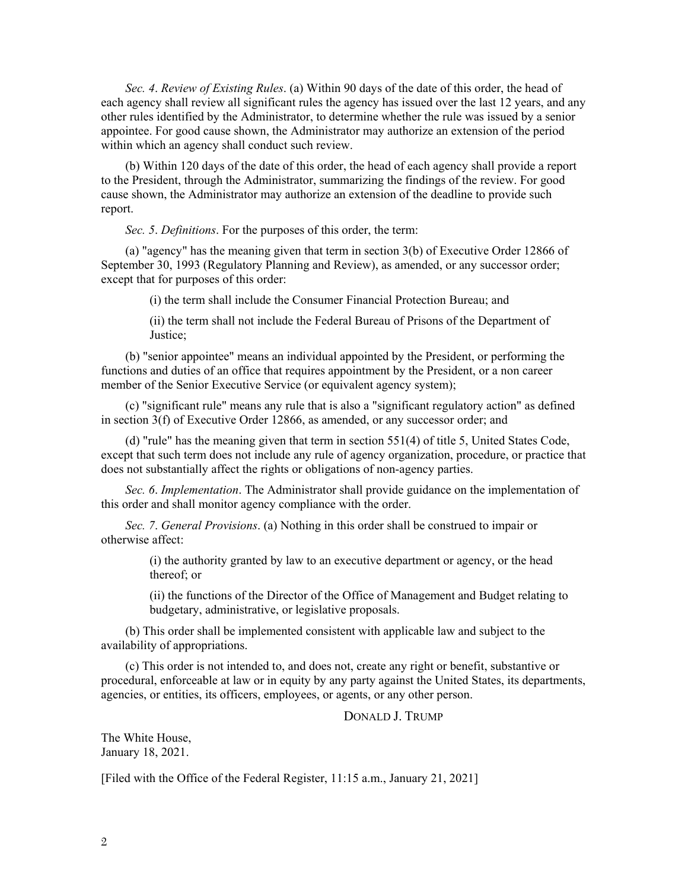*Sec. 4*. *Review of Existing Rules*. (a) Within 90 days of the date of this order, the head of each agency shall review all significant rules the agency has issued over the last 12 years, and any other rules identified by the Administrator, to determine whether the rule was issued by a senior appointee. For good cause shown, the Administrator may authorize an extension of the period within which an agency shall conduct such review.

(b) Within 120 days of the date of this order, the head of each agency shall provide a report to the President, through the Administrator, summarizing the findings of the review. For good cause shown, the Administrator may authorize an extension of the deadline to provide such report.

*Sec. 5*. *Definitions*. For the purposes of this order, the term:

(a) "agency" has the meaning given that term in section 3(b) of Executive Order 12866 of September 30, 1993 (Regulatory Planning and Review), as amended, or any successor order; except that for purposes of this order:

> (i) the term shall include the Consumer Financial Protection Bureau; and
>
> (ii) the term shall not include the Federal Bureau of Prisons of the Department of Justice;

(b) "senior appointee" means an individual appointed by the President, or performing the functions and duties of an office that requires appointment by the President, or a non career member of the Senior Executive Service (or equivalent agency system);

(c) "significant rule" means any rule that is also a "significant regulatory action" as defined in section 3(f) of Executive Order 12866, as amended, or any successor order; and

(d) "rule" has the meaning given that term in section 551(4) of title 5, United States Code, except that such term does not include any rule of agency organization, procedure, or practice that does not substantially affect the rights or obligations of non-agency parties.

*Sec. 6*. *Implementation*. The Administrator shall provide guidance on the implementation of this order and shall monitor agency compliance with the order.

*Sec. 7*. *General Provisions*. (a) Nothing in this order shall be construed to impair or otherwise affect:

> (i) the authority granted by law to an executive department or agency, or the head thereof; or
>
> (ii) the functions of the Director of the Office of Management and Budget relating to budgetary, administrative, or legislative proposals.

(b) This order shall be implemented consistent with applicable law and subject to the availability of appropriations.

(c) This order is not intended to, and does not, create any right or benefit, substantive or procedural, enforceable at law or in equity by any party against the United States, its departments, agencies, or entities, its officers, employees, or agents, or any other person.

DONALD J. TRUMP

The White House,
January 18, 2021.

[Filed with the Office of the Federal Register, 11:15 a.m., January 21, 2021]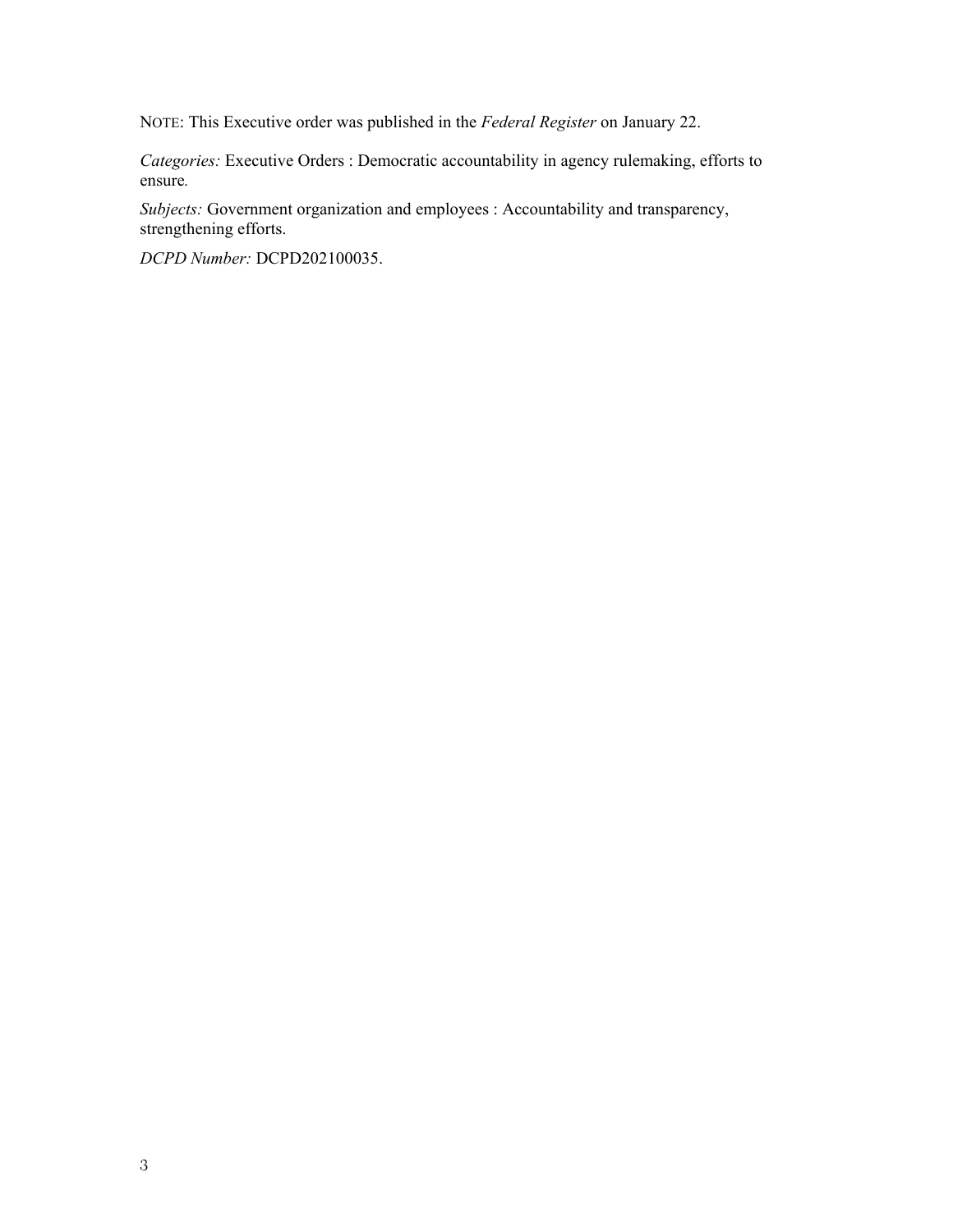NOTE: This Executive order was published in the *Federal Register* on January 22.

*Categories:* Executive Orders : Democratic accountability in agency rulemaking, efforts to ensure.

*Subjects:* Government organization and employees : Accountability and transparency, strengthening efforts.

*DCPD Number:* DCPD202100035.